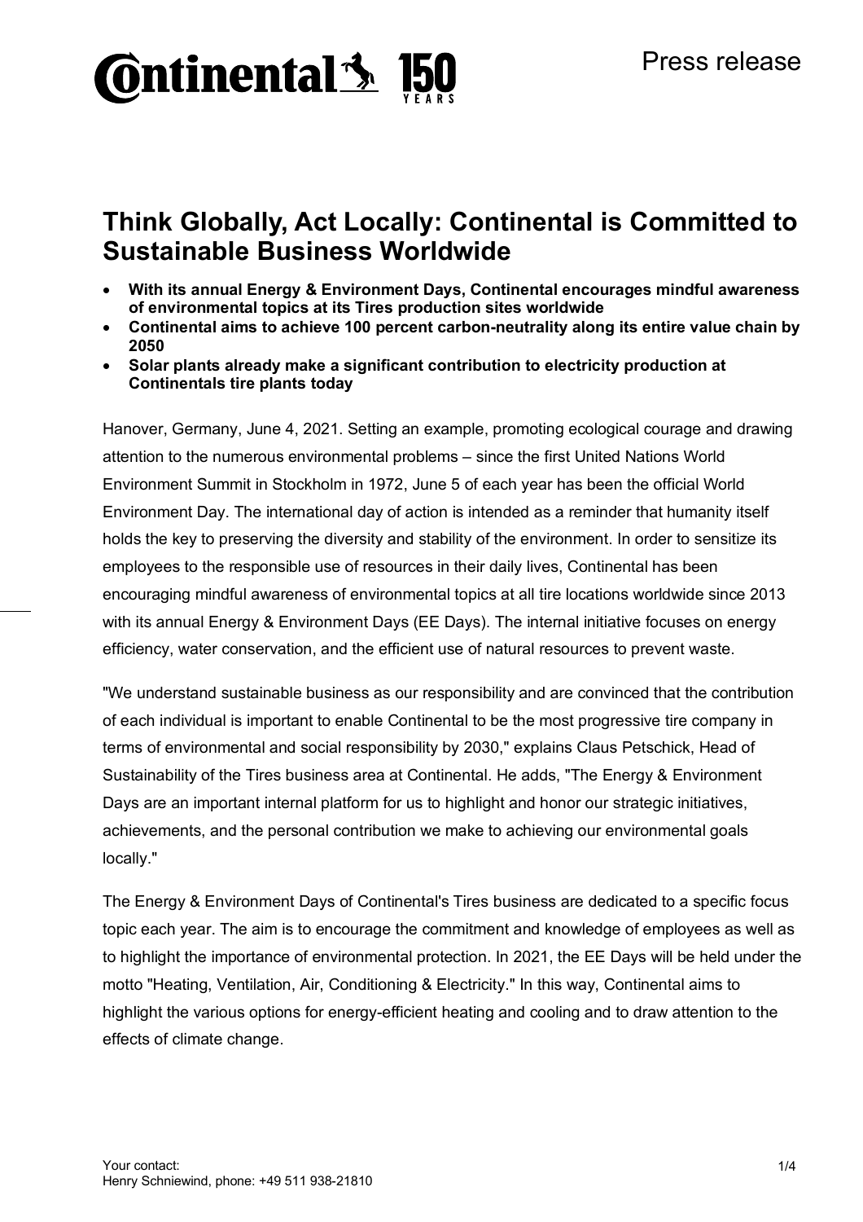Press release

# Think Globally, Act Locally: Continental is Committed to Sustainable Business Worldwide

- **With its annual Energy & Environment Days, Continental encourages mindful awareness of environmental topics at its Tires production sites worldwide**
- **Continental aims to achieve 100 percent carbon-neutrality along its entire value chain by 2050**
- **Solar plants already make a significant contribution to electricity production at Continentals tire plants today**

Hanover, Germany, June 4, 2021. Setting an example, promoting ecological courage and drawing attention to the numerous environmental problems – since the first United Nations World Environment Summit in Stockholm in 1972, June 5 of each year has been the official World Environment Day. The international day of action is intended as a reminder that humanity itself holds the key to preserving the diversity and stability of the environment. In order to sensitize its employees to the responsible use of resources in their daily lives, Continental has been encouraging mindful awareness of environmental topics at all tire locations worldwide since 2013 with its annual Energy & Environment Days (EE Days). The internal initiative focuses on energy efficiency, water conservation, and the efficient use of natural resources to prevent waste.

"We understand sustainable business as our responsibility and are convinced that the contribution of each individual is important to enable Continental to be the most progressive tire company in terms of environmental and social responsibility by 2030," explains Claus Petschick, Head of Sustainability of the Tires business area at Continental. He adds, "The Energy & Environment Days are an important internal platform for us to highlight and honor our strategic initiatives, achievements, and the personal contribution we make to achieving our environmental goals locally."

The Energy & Environment Days of Continental's Tires business are dedicated to a specific focus topic each year. The aim is to encourage the commitment and knowledge of employees as well as to highlight the importance of environmental protection. In 2021, the EE Days will be held under the motto "Heating, Ventilation, Air, Conditioning & Electricity." In this way, Continental aims to highlight the various options for energy-efficient heating and cooling and to draw attention to the effects of climate change.

Your contact:
Henry Schniewind, phone: +49 511 938-21810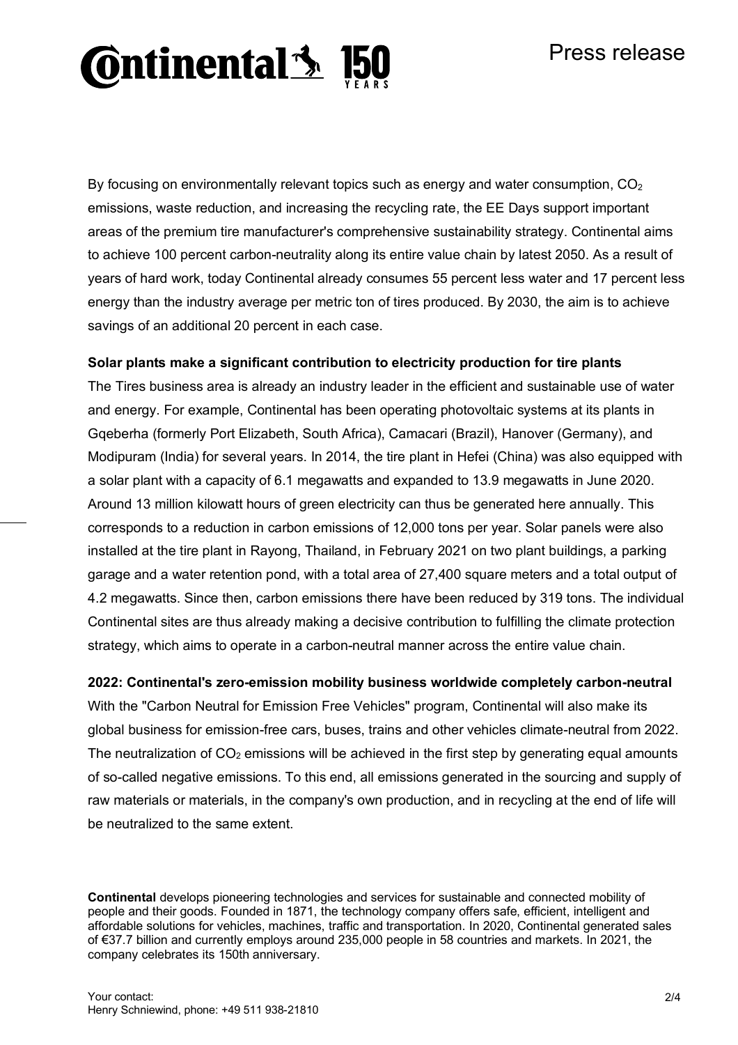By focusing on environmentally relevant topics such as energy and water consumption, $CO_2$ emissions, waste reduction, and increasing the recycling rate, the EE Days support important areas of the premium tire manufacturer's comprehensive sustainability strategy. Continental aims to achieve 100 percent carbon-neutrality along its entire value chain by latest 2050. As a result of years of hard work, today Continental already consumes 55 percent less water and 17 percent less energy than the industry average per metric ton of tires produced. By 2030, the aim is to achieve savings of an additional 20 percent in each case.

**Solar plants make a significant contribution to electricity production for tire plants**

The Tires business area is already an industry leader in the efficient and sustainable use of water and energy. For example, Continental has been operating photovoltaic systems at its plants in Gqeberha (formerly Port Elizabeth, South Africa), Camacari (Brazil), Hanover (Germany), and Modipuram (India) for several years. In 2014, the tire plant in Hefei (China) was also equipped with a solar plant with a capacity of 6.1 megawatts and expanded to 13.9 megawatts in June 2020. Around 13 million kilowatt hours of green electricity can thus be generated here annually. This corresponds to a reduction in carbon emissions of 12,000 tons per year. Solar panels were also installed at the tire plant in Rayong, Thailand, in February 2021 on two plant buildings, a parking garage and a water retention pond, with a total area of 27,400 square meters and a total output of 4.2 megawatts. Since then, carbon emissions there have been reduced by 319 tons. The individual Continental sites are thus already making a decisive contribution to fulfilling the climate protection strategy, which aims to operate in a carbon-neutral manner across the entire value chain.

**2022: Continental's zero-emission mobility business worldwide completely carbon-neutral**

With the "Carbon Neutral for Emission Free Vehicles" program, Continental will also make its global business for emission-free cars, buses, trains and other vehicles climate-neutral from 2022. The neutralization of $CO_2$ emissions will be achieved in the first step by generating equal amounts of so-called negative emissions. To this end, all emissions generated in the sourcing and supply of raw materials or materials, in the company's own production, and in recycling at the end of life will be neutralized to the same extent.

**Continental** develops pioneering technologies and services for sustainable and connected mobility of people and their goods. Founded in 1871, the technology company offers safe, efficient, intelligent and affordable solutions for vehicles, machines, traffic and transportation. In 2020, Continental generated sales of €37.7 billion and currently employs around 235,000 people in 58 countries and markets. In 2021, the company celebrates its 150th anniversary.

Your contact:
Henry Schniewind, phone: +49 511 938-21810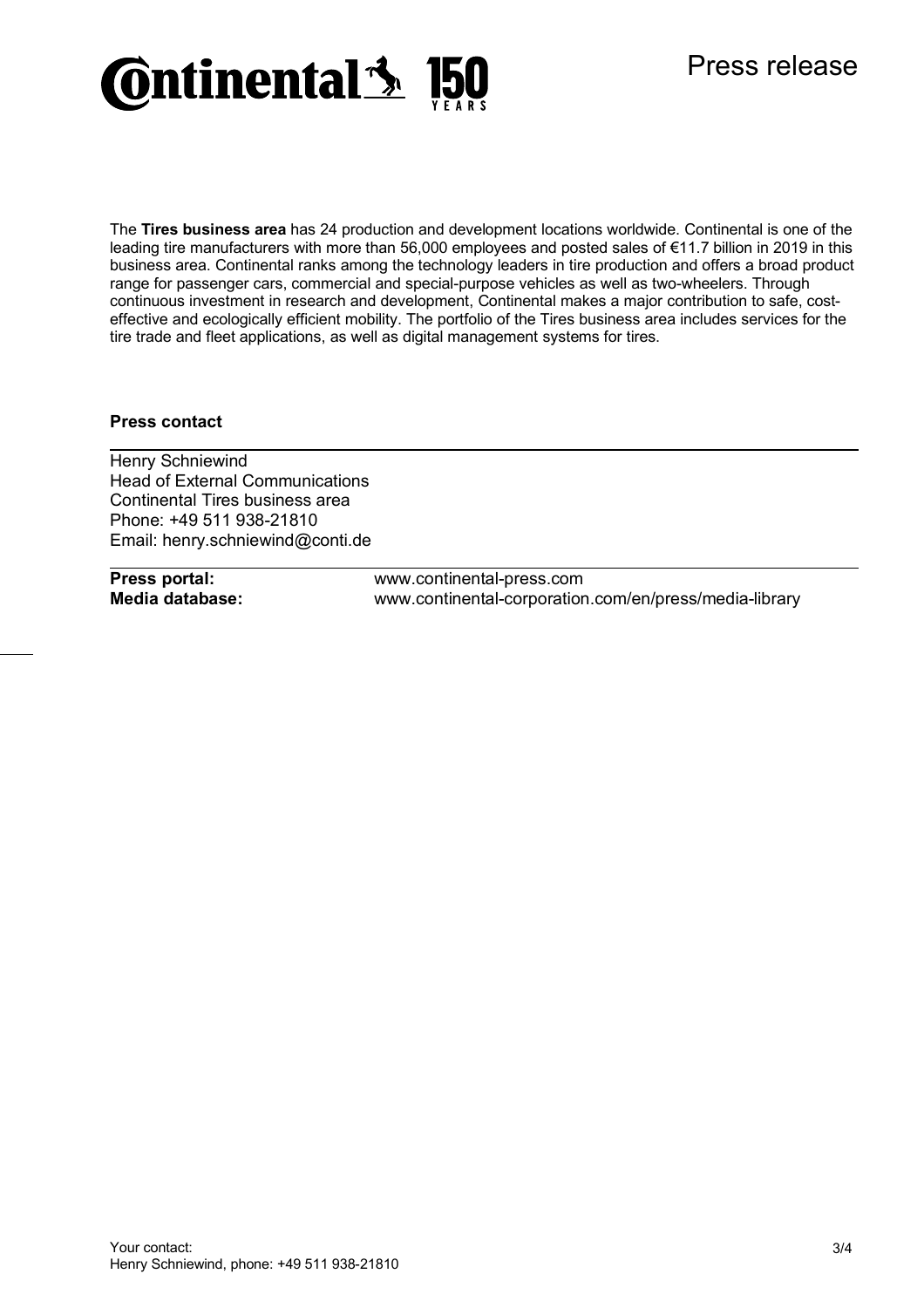The **Tires business area** has 24 production and development locations worldwide. Continental is one of the leading tire manufacturers with more than 56,000 employees and posted sales of €11.7 billion in 2019 in this business area. Continental ranks among the technology leaders in tire production and offers a broad product range for passenger cars, commercial and special-purpose vehicles as well as two-wheelers. Through continuous investment in research and development, Continental makes a major contribution to safe, cost-effective and ecologically efficient mobility. The portfolio of the Tires business area includes services for the tire trade and fleet applications, as well as digital management systems for tires.

**Press contact**

Henry Schniewind
Head of External Communications
Continental Tires business area
Phone: +49 511 938-21810
Email: henry.schniewind@conti.de

| | |
|---|---|
| **Press portal:** | www.continental-press.com |
| **Media database:** | www.continental-corporation.com/en/press/media-library |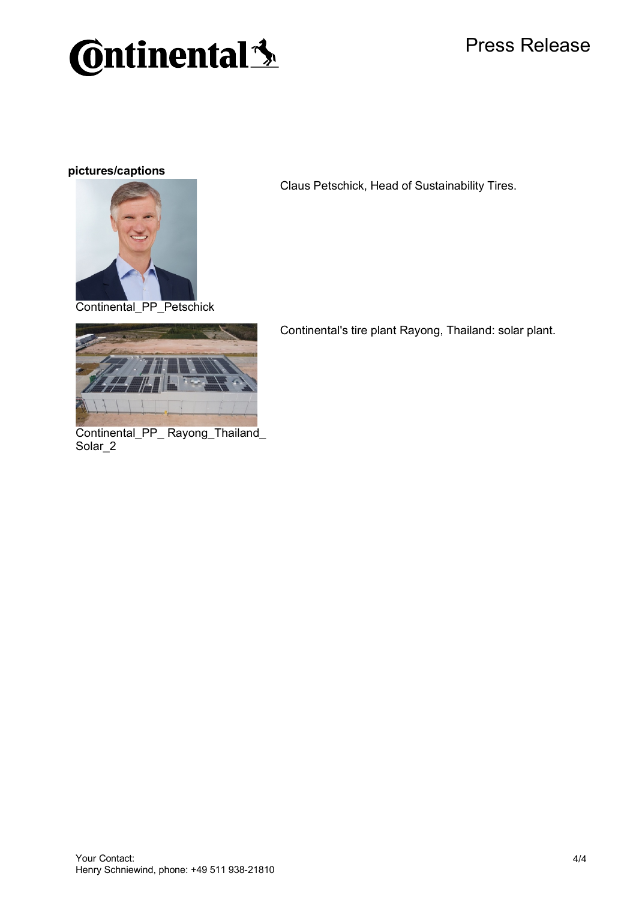**pictures/captions**

Continental_PP_Petschick

Claus Petschick, Head of Sustainability Tires.

Continental_PP_ Rayong_Thailand_ Solar_2

Continental's tire plant Rayong, Thailand: solar plant.

Your Contact:
Henry Schniewind, phone: +49 511 938-21810